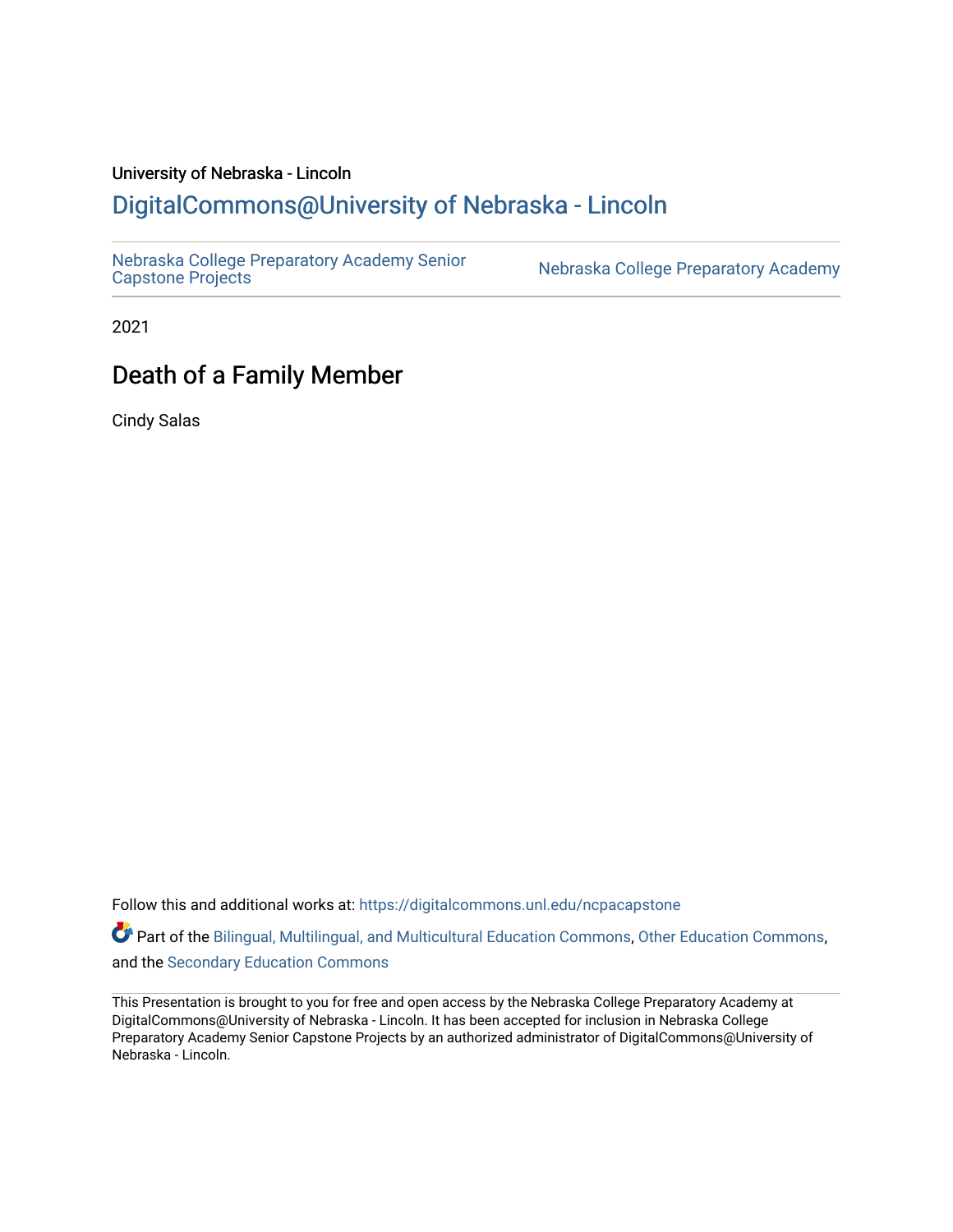University of Nebraska - Lincoln

## DigitalCommons@University of Nebraska - Lincoln

Nebraska College Preparatory Academy Senior Capstone Projects | Nebraska College Preparatory Academy

2021

# Death of a Family Member

Cindy Salas

Follow this and additional works at: https://digitalcommons.unl.edu/ncpacapstone

Part of the Bilingual, Multilingual, and Multicultural Education Commons, Other Education Commons, and the Secondary Education Commons

This Presentation is brought to you for free and open access by the Nebraska College Preparatory Academy at DigitalCommons@University of Nebraska - Lincoln. It has been accepted for inclusion in Nebraska College Preparatory Academy Senior Capstone Projects by an authorized administrator of DigitalCommons@University of Nebraska - Lincoln.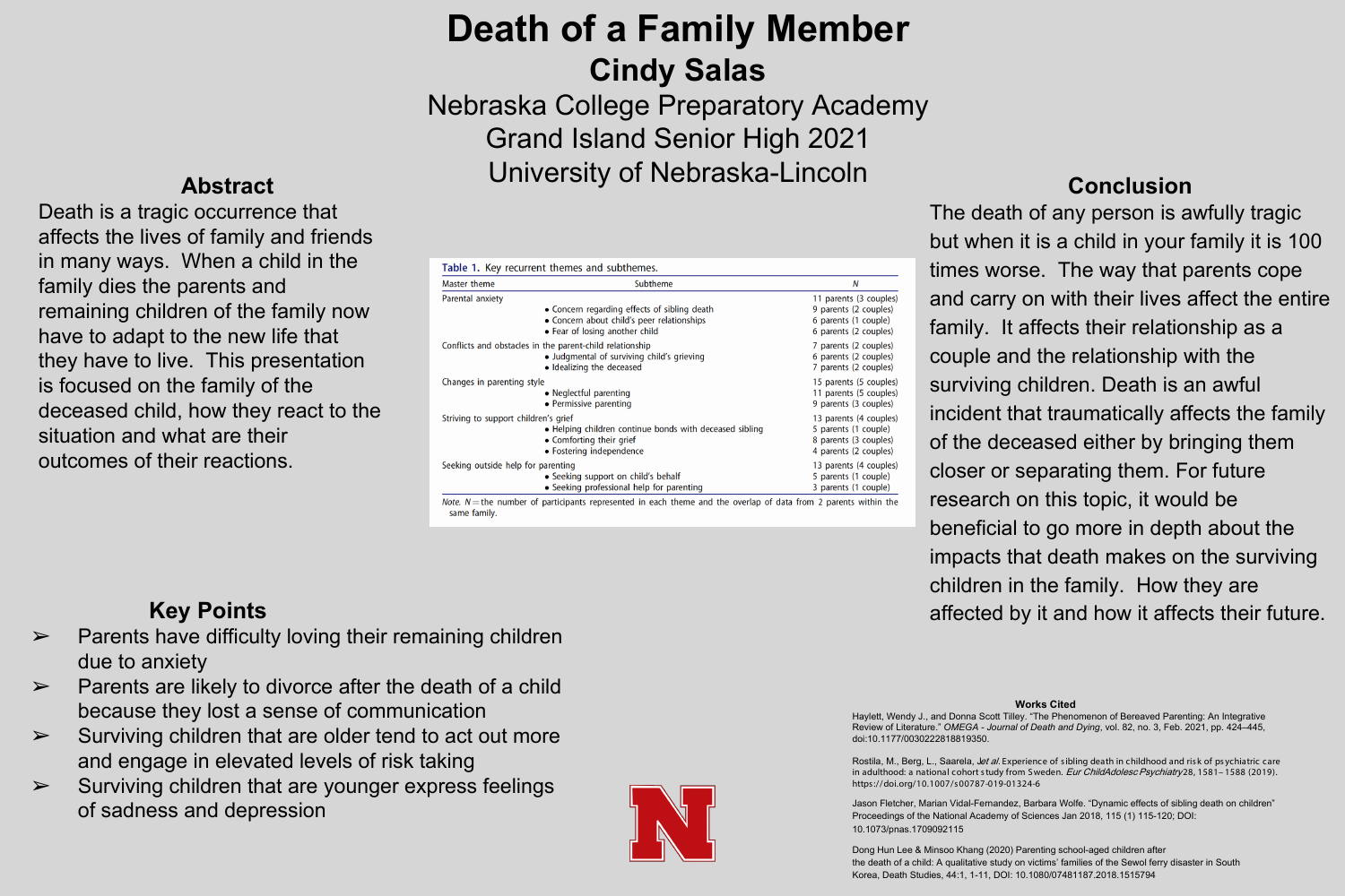# Death of a Family Member

## Cindy Salas

Nebraska College Preparatory Academy
Grand Island Senior High 2021
University of Nebraska-Lincoln

## Abstract

Death is a tragic occurrence that affects the lives of family and friends in many ways. When a child in the family dies the parents and remaining children of the family now have to adapt to the new life that they have to live. This presentation is focused on the family of the deceased child, how they react to the situation and what are their outcomes of their reactions.

Table 1. Key recurrent themes and subthemes.

| Master theme | Subtheme | N |
|---|---|---|
| Parental anxiety | | 11 parents (3 couples) |
| | • Concern regarding effects of sibling death | 9 parents (2 couples) |
| | • Concern about child's peer relationships | 6 parents (1 couple) |
| | • Fear of losing another child | 6 parents (2 couples) |
| Conflicts and obstacles in the parent-child relationship | | 7 parents (2 couples) |
| | • Judgmental of surviving child's grieving | 6 parents (2 couples) |
| | • Idealizing the deceased | 7 parents (2 couples) |
| Changes in parenting style | | 15 parents (5 couples) |
| | • Neglectful parenting | 11 parents (5 couples) |
| | • Permissive parenting | 9 parents (3 couples) |
| Striving to support children's grief | | 13 parents (4 couples) |
| | • Helping children continue bonds with deceased sibling | 5 parents (1 couple) |
| | • Comforting their grief | 8 parents (3 couples) |
| | • Fostering independence | 4 parents (2 couples) |
| Seeking outside help for parenting | | 13 parents (4 couples) |
| | • Seeking support on child's behalf | 5 parents (1 couple) |
| | • Seeking professional help for parenting | 3 parents (1 couple) |

*Note.* N = the number of participants represented in each theme and the overlap of data from 2 parents within the same family.

## Key Points

- ➢ Parents have difficulty loving their remaining children due to anxiety
- ➢ Parents are likely to divorce after the death of a child because they lost a sense of communication
- ➢ Surviving children that are older tend to act out more and engage in elevated levels of risk taking
- ➢ Surviving children that are younger express feelings of sadness and depression

## Conclusion

The death of any person is awfully tragic but when it is a child in your family it is 100 times worse. The way that parents cope and carry on with their lives affect the entire family. It affects their relationship as a couple and the relationship with the surviving children. Death is an awful incident that traumatically affects the family of the deceased either by bringing them closer or separating them. For future research on this topic, it would be beneficial to go more in depth about the impacts that death makes on the surviving children in the family. How they are affected by it and how it affects their future.

### Works Cited

Haylett, Wendy J., and Donna Scott Tilley. "The Phenomenon of Bereaved Parenting: An Integrative Review of Literature." *OMEGA - Journal of Death and Dying*, vol. 82, no. 3, Feb. 2021, pp. 424–445, doi:10.1177/0030222818819350.

Rostila, M., Berg, L., Saarela, J*et al.* Experience of sibling death in childhood and risk of psychiatric care in adulthood: a national cohort study from Sweden. *Eur ChildAdolesc Psychiatry*28, 1581– 1588 (2019). https://doi.org/10.1007/s00787-019-01324-6

Jason Fletcher, Marian Vidal-Fernandez, Barbara Wolfe. "Dynamic effects of sibling death on children" Proceedings of the National Academy of Sciences Jan 2018, 115 (1) 115-120; DOI: 10.1073/pnas.1709092115

Dong Hun Lee & Minsoo Khang (2020) Parenting school-aged children after the death of a child: A qualitative study on victims' families of the Sewol ferry disaster in South Korea, Death Studies, 44:1, 1-11, DOI: 10.1080/07481187.2018.1515794